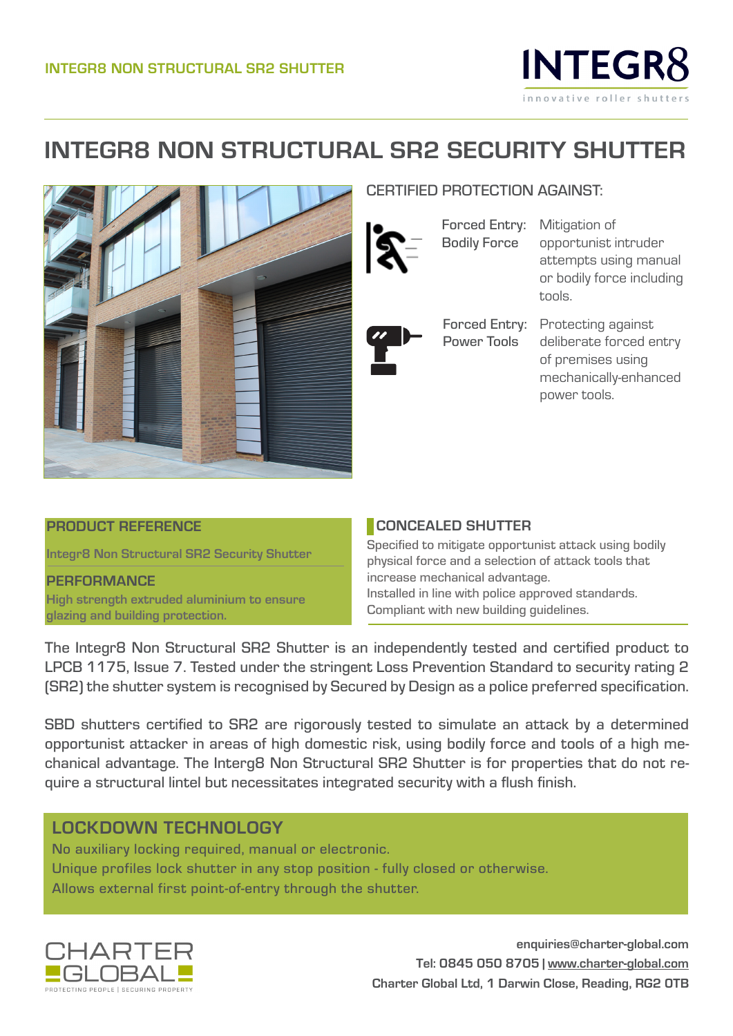# INTEGR8 NON STRUCTURAL SR2 SECURITY SHUTTER

## CERTIFIED PROTECTION AGAINST:

| | |
|---|---|
| Forced Entry: Bodily Force | Mitigation of opportunist intruder attempts using manual or bodily force including tools. |
| Forced Entry: Power Tools | Protecting against deliberate forced entry of premises using mechanically-enhanced power tools. |

### PRODUCT REFERENCE

Integr8 Non Structural SR2 Security Shutter

### PERFORMANCE

High strength extruded aluminium to ensure glazing and building protection.

### CONCEALED SHUTTER

Specified to mitigate opportunist attack using bodily physical force and a selection of attack tools that increase mechanical advantage.
Installed in line with police approved standards.
Compliant with new building guidelines.

The Integr8 Non Structural SR2 Shutter is an independently tested and certified product to LPCB 1175, Issue 7. Tested under the stringent Loss Prevention Standard to security rating 2 (SR2) the shutter system is recognised by Secured by Design as a police preferred specification.

SBD shutters certified to SR2 are rigorously tested to simulate an attack by a determined opportunist attacker in areas of high domestic risk, using bodily force and tools of a high mechanical advantage. The Interg8 Non Structural SR2 Shutter is for properties that do not require a structural lintel but necessitates integrated security with a flush finish.

## LOCKDOWN TECHNOLOGY

No auxiliary locking required, manual or electronic.
Unique profiles lock shutter in any stop position - fully closed or otherwise.
Allows external first point-of-entry through the shutter.

CHARTER GLOBAL
PROTECTING PEOPLE | SECURING PROPERTY

enquiries@charter-global.com
Tel: 0845 050 8705 | www.charter-global.com
Charter Global Ltd, 1 Darwin Close, Reading, RG2 0TB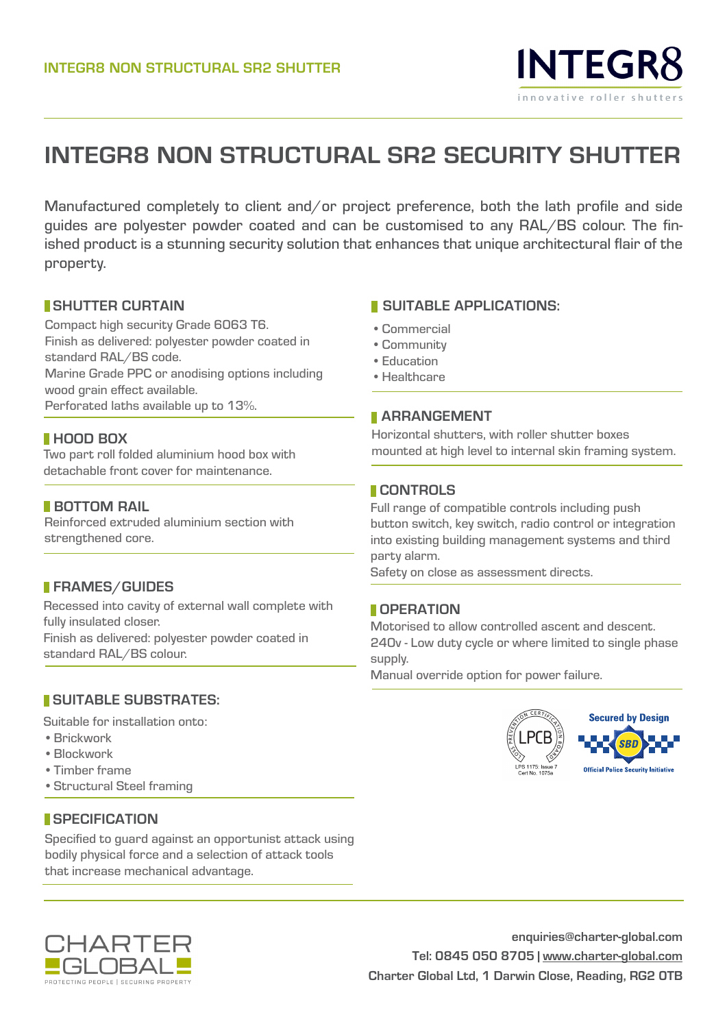# INTEGR8 NON STRUCTURAL SR2 SECURITY SHUTTER

Manufactured completely to client and/or project preference, both the lath profile and side guides are polyester powder coated and can be customised to any RAL/BS colour. The finished product is a stunning security solution that enhances that unique architectural flair of the property.

## SHUTTER CURTAIN

Compact high security Grade 6063 T6.
Finish as delivered: polyester powder coated in standard RAL/BS code.
Marine Grade PPC or anodising options including wood grain effect available.
Perforated laths available up to 13%.

## HOOD BOX

Two part roll folded aluminium hood box with detachable front cover for maintenance.

## BOTTOM RAIL

Reinforced extruded aluminium section with strengthened core.

## FRAMES/GUIDES

Recessed into cavity of external wall complete with fully insulated closer.
Finish as delivered: polyester powder coated in standard RAL/BS colour.

## SUITABLE SUBSTRATES:

Suitable for installation onto:

- Brickwork
- Blockwork
- Timber frame
- Structural Steel framing

## SPECIFICATION

Specified to guard against an opportunist attack using bodily physical force and a selection of attack tools that increase mechanical advantage.

## SUITABLE APPLICATIONS:

- Commercial
- Community
- Education
- Healthcare

## ARRANGEMENT

Horizontal shutters, with roller shutter boxes mounted at high level to internal skin framing system.

## CONTROLS

Full range of compatible controls including push button switch, key switch, radio control or integration into existing building management systems and third party alarm.
Safety on close as assessment directs.

## OPERATION

Motorised to allow controlled ascent and descent.
240v - Low duty cycle or where limited to single phase supply.
Manual override option for power failure.

LPCB LPS 1175: Issue 7 Cert No. 1075a

Secured by Design – Official Police Security Initiative

enquiries@charter-global.com
Tel: 0845 050 8705 | www.charter-global.com
Charter Global Ltd, 1 Darwin Close, Reading, RG2 0TB